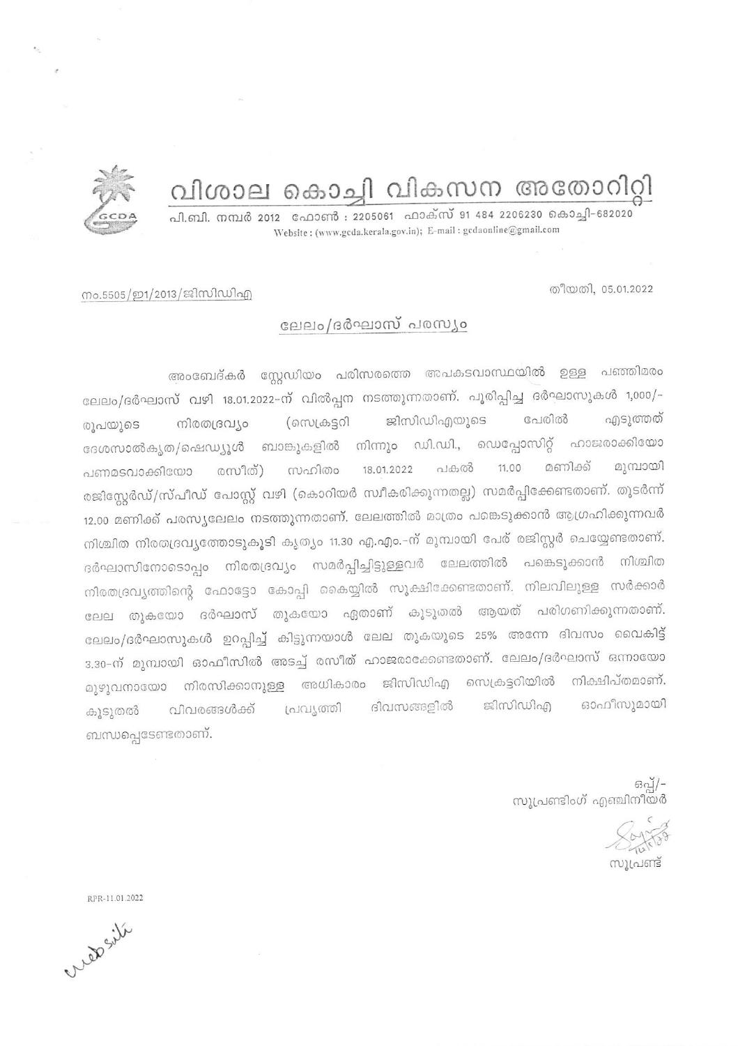# വിശാല കൊച്ചി വികസന അതോറിറ്റി

പി.ബി. നമ്പർ 2012 ഫോൺ : 2205061 ഫാക്സ് 91 484 2206230 കൊച്ചി-682020
Website : (www.gcda.kerala.gov.in); E-mail : gcdaonline@gmail.com

നം.5505/ഇ1/2013/ജിസിഡിഎ

തീയതി, 05.01.2022

## ലേലം/ദർഘാസ് പരസ്യം

അംബേദ്കർ സ്റ്റേഡിയം പരിസരത്തെ അപകടവാസ്ഥയിൽ ഉള്ള പഞ്ഞിമരം ലേലം/ദർഘാസ് വഴി 18.01.2022-ന് വിൽപ്പന നടത്തുന്നതാണ്. പൂരിപ്പിച്ച ദർഘാസുകൾ 1,000/- രൂപയുടെ നിരതദ്രവ്യം (സെക്രട്ടറി ജിസിഡിഎയുടെ പേരിൽ എടുത്തത് ദേശസാൽകൃത/ഷെഡ്യൂൾ ബാങ്കുകളിൽ നിന്നും ഡി.ഡി., ഡെപ്പോസിറ്റ് ഹാജരാക്കിയോ പണമടവാക്കിയോ രസീത്) സഹിതം 18.01.2022 പകൽ 11.00 മണിക്ക് മുമ്പായി രജിസ്റ്റേർഡ്/സ്പീഡ് പോസ്റ്റ് വഴി (കൊറിയർ സ്വീകരിക്കുന്നതല്ല) സമർപ്പിക്കേണ്ടതാണ്. തുടർന്ന് 12.00 മണിക്ക് പരസ്യലേലം നടത്തുന്നതാണ്. ലേലത്തിൽ മാത്രം പങ്കെടുക്കാൻ ആഗ്രഹിക്കുന്നവർ നിശ്ചിത നിരതദ്രവ്യത്തോടുകൂടി കൃത്യം 11.30 എ.എം.-ന് മുമ്പായി പേര് രജിസ്റ്റർ ചെയ്യേണ്ടതാണ്. ദർഘാസിനോടൊപ്പം നിരതദ്രവ്യം സമർപ്പിച്ചിട്ടുള്ളവർ ലേലത്തിൽ പങ്കെടുക്കാൻ നിശ്ചിത നിരതദ്രവ്യത്തിന്റെ ഫോട്ടോ കോപ്പി കൈയ്യിൽ സൂക്ഷിക്കേണ്ടതാണ്. നിലവിലുള്ള സർക്കാർ ലേല തുകയോ ദർഘാസ് തുകയോ ഏതാണ് കൂടുതൽ ആയത് പരിഗണിക്കുന്നതാണ്. ലേലം/ദർഘാസുകൾ ഉറപ്പിച്ച് കിട്ടുന്നയാൾ ലേല തുകയുടെ 25% അന്നേ ദിവസം വൈകിട്ട് 3.30-ന് മുമ്പായി ഓഫീസിൽ അടച്ച് രസീത് ഹാജരാക്കേണ്ടതാണ്. ലേലം/ദർഘാസ് ഒന്നായോ മുഴുവനായോ നിരസിക്കാനുള്ള അധികാരം ജിസിഡിഎ സെക്രട്ടറിയിൽ നിക്ഷിപ്തമാണ്. കൂടുതൽ വിവരങ്ങൾക്ക് പ്രവൃത്തി ദിവസങ്ങളിൽ ജിസിഡിഎ ഓഫീസുമായി ബന്ധപ്പെടേണ്ടതാണ്.

ഒപ്പ്/-
സൂപ്രണ്ടിംഗ് എഞ്ചിനീയർ

സൂപ്രണ്ട്

RPR-11.01.2022

website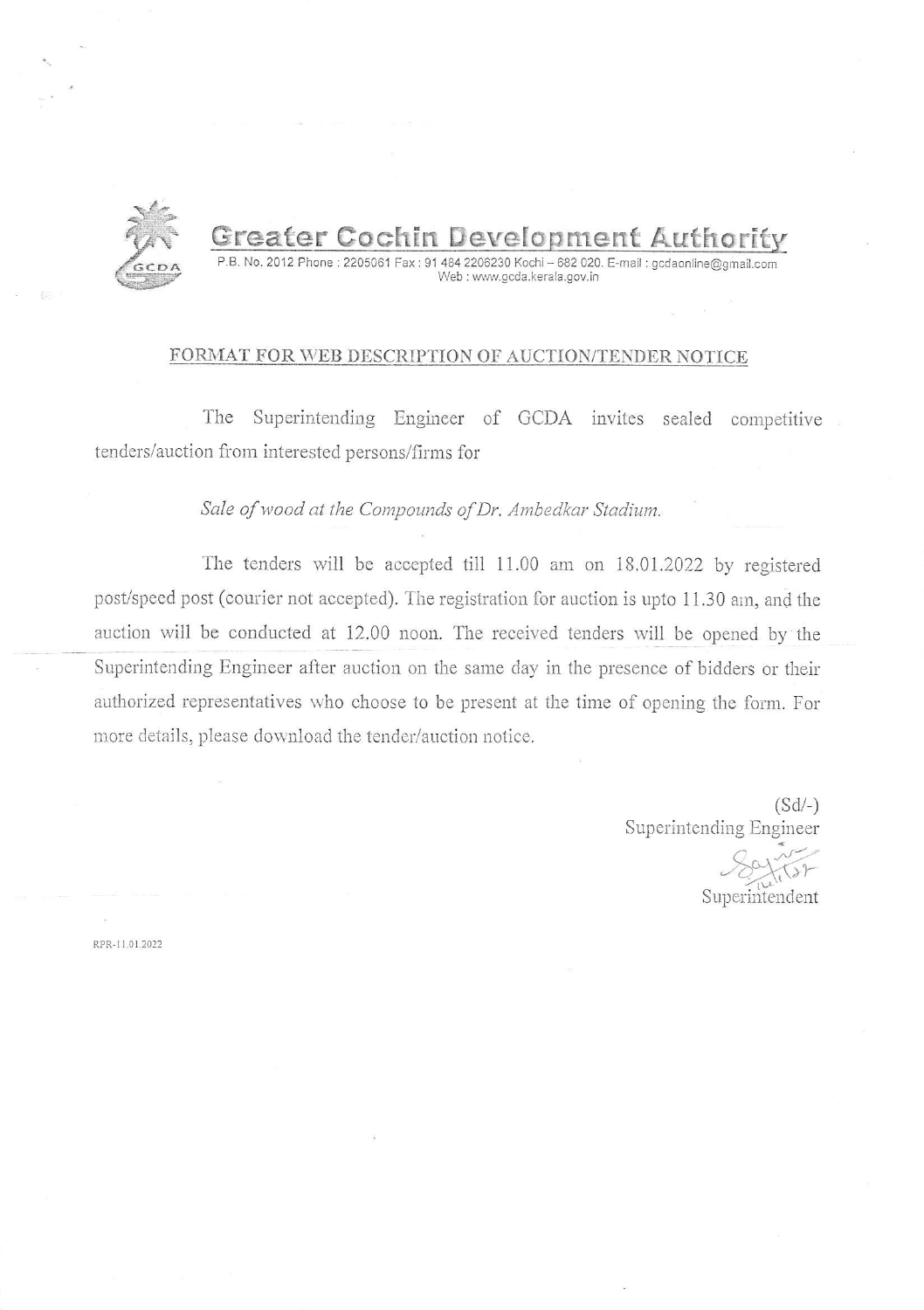# Greater Cochin Development Authority

P.B. No. 2012 Phone : 2205061 Fax : 91 484 2206230 Kochi – 682 020. E-mail : gcdaonline@gmail.com
Web : www.gcda.kerala.gov.in

## FORMAT FOR WEB DESCRIPTION OF AUCTION/TENDER NOTICE

The Superintending Engineer of GCDA invites sealed competitive tenders/auction from interested persons/firms for

*Sale of wood at the Compounds of Dr. Ambedkar Stadium.*

The tenders will be accepted till 11.00 am on 18.01.2022 by registered post/speed post (courier not accepted). The registration for auction is upto 11.30 am, and the auction will be conducted at 12.00 noon. The received tenders will be opened by the Superintending Engineer after auction on the same day in the presence of bidders or their authorized representatives who choose to be present at the time of opening the form. For more details, please download the tender/auction notice.

(Sd/-)
Superintending Engineer

Superintendent

RPR-11.01.2022